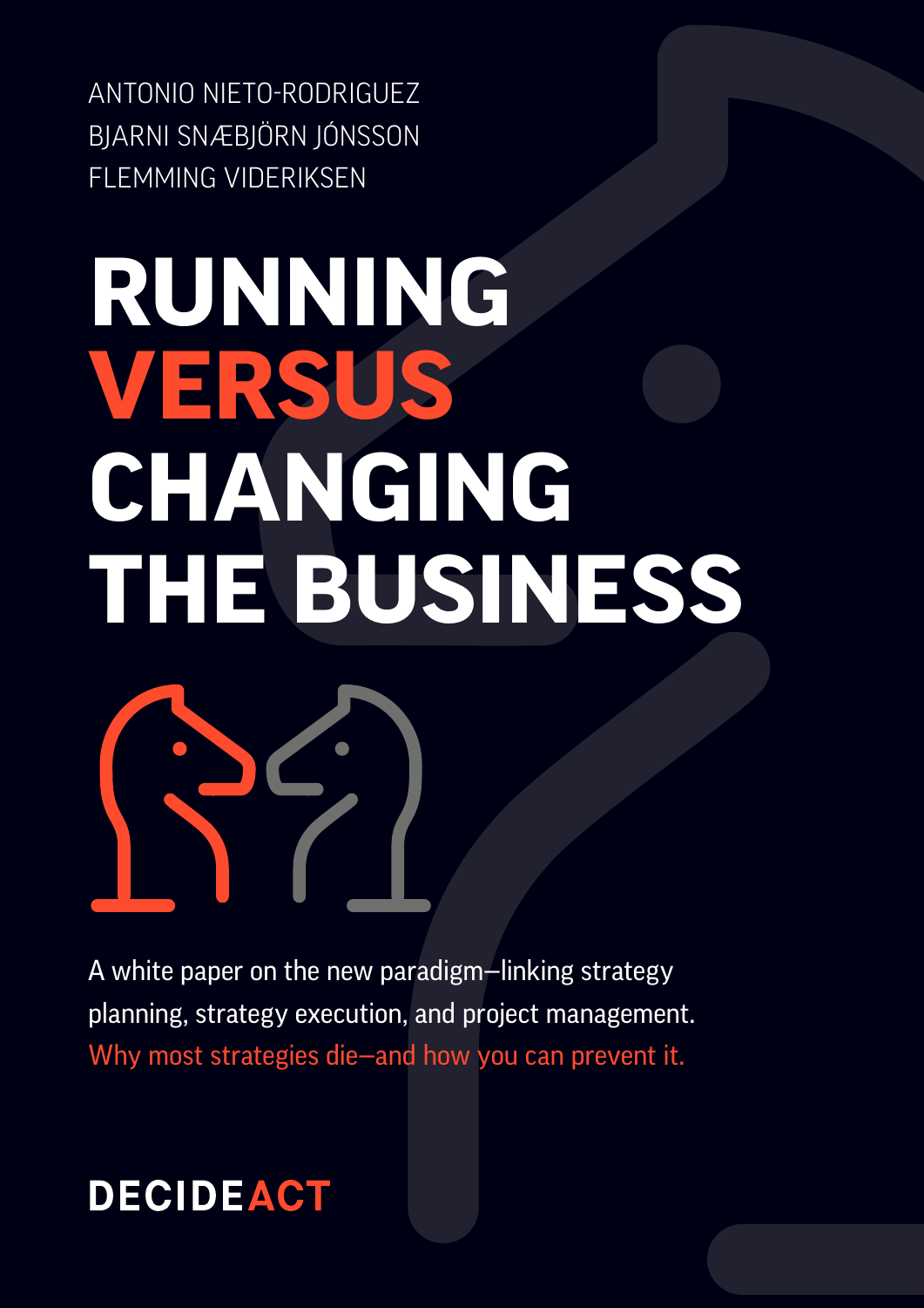ANTONIO NIETO-RODRIGUEZ
BJARNI SNÆBJÖRN JÓNSSON
FLEMMING VIDERIKSEN

# RUNNING VERSUS CHANGING THE BUSINESS

A white paper on the new paradigm—linking strategy planning, strategy execution, and project management.

Why most strategies die—and how you can prevent it.

DECIDEACT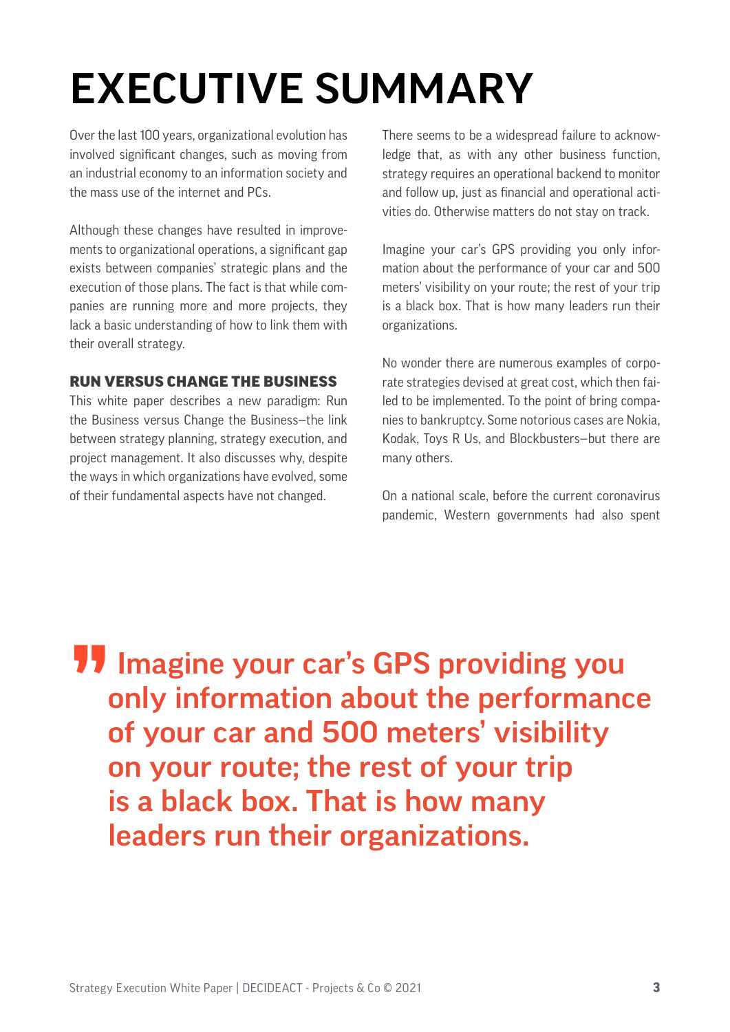# EXECUTIVE SUMMARY

Over the last 100 years, organizational evolution has involved significant changes, such as moving from an industrial economy to an information society and the mass use of the internet and PCs.

Although these changes have resulted in improvements to organizational operations, a significant gap exists between companies' strategic plans and the execution of those plans. The fact is that while companies are running more and more projects, they lack a basic understanding of how to link them with their overall strategy.

### RUN VERSUS CHANGE THE BUSINESS

This white paper describes a new paradigm: Run the Business versus Change the Business—the link between strategy planning, strategy execution, and project management. It also discusses why, despite the ways in which organizations have evolved, some of their fundamental aspects have not changed.

There seems to be a widespread failure to acknowledge that, as with any other business function, strategy requires an operational backend to monitor and follow up, just as financial and operational activities do. Otherwise matters do not stay on track.

Imagine your car's GPS providing you only information about the performance of your car and 500 meters' visibility on your route; the rest of your trip is a black box. That is how many leaders run their organizations.

No wonder there are numerous examples of corporate strategies devised at great cost, which then failed to be implemented. To the point of bring companies to bankruptcy. Some notorious cases are Nokia, Kodak, Toys R Us, and Blockbusters—but there are many others.

On a national scale, before the current coronavirus pandemic, Western governments had also spent

> **Imagine your car's GPS providing you only information about the performance of your car and 500 meters' visibility on your route; the rest of your trip is a black box. That is how many leaders run their organizations.**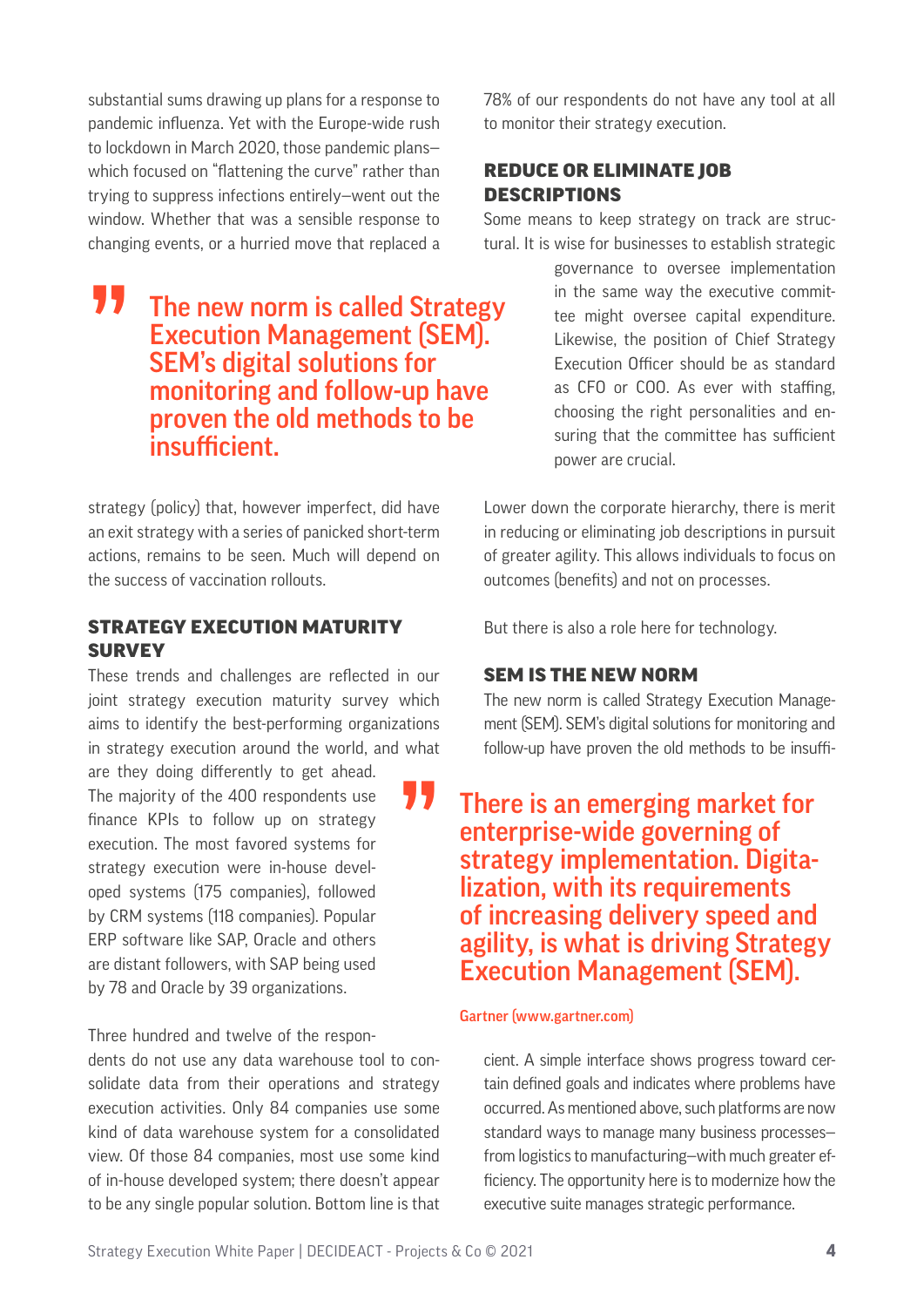substantial sums drawing up plans for a response to pandemic influenza. Yet with the Europe-wide rush to lockdown in March 2020, those pandemic plans—which focused on "flattening the curve" rather than trying to suppress infections entirely—went out the window. Whether that was a sensible response to changing events, or a hurried move that replaced a strategy (policy) that, however imperfect, did have an exit strategy with a series of panicked short-term actions, remains to be seen. Much will depend on the success of vaccination rollouts.

> The new norm is called Strategy Execution Management (SEM). SEM's digital solutions for monitoring and follow-up have proven the old methods to be insufficient.

## STRATEGY EXECUTION MATURITY SURVEY

These trends and challenges are reflected in our joint strategy execution maturity survey which aims to identify the best-performing organizations in strategy execution around the world, and what are they doing differently to get ahead. The majority of the 400 respondents use finance KPIs to follow up on strategy execution. The most favored systems for strategy execution were in-house developed systems (175 companies), followed by CRM systems (118 companies). Popular ERP software like SAP, Oracle and others are distant followers, with SAP being used by 78 and Oracle by 39 organizations.

Three hundred and twelve of the respondents do not use any data warehouse tool to consolidate data from their operations and strategy execution activities. Only 84 companies use some kind of data warehouse system for a consolidated view. Of those 84 companies, most use some kind of in-house developed system; there doesn't appear to be any single popular solution. Bottom line is that 78% of our respondents do not have any tool at all to monitor their strategy execution.

## REDUCE OR ELIMINATE JOB DESCRIPTIONS

Some means to keep strategy on track are structural. It is wise for businesses to establish strategic governance to oversee implementation in the same way the executive committee might oversee capital expenditure. Likewise, the position of Chief Strategy Execution Officer should be as standard as CFO or COO. As ever with staffing, choosing the right personalities and ensuring that the committee has sufficient power are crucial.

Lower down the corporate hierarchy, there is merit in reducing or eliminating job descriptions in pursuit of greater agility. This allows individuals to focus on outcomes (benefits) and not on processes.

But there is also a role here for technology.

## SEM IS THE NEW NORM

The new norm is called Strategy Execution Management (SEM). SEM's digital solutions for monitoring and follow-up have proven the old methods to be insufficient. A simple interface shows progress toward certain defined goals and indicates where problems have occurred. As mentioned above, such platforms are now standard ways to manage many business processes—from logistics to manufacturing—with much greater efficiency. The opportunity here is to modernize how the executive suite manages strategic performance.

> There is an emerging market for enterprise-wide governing of strategy implementation. Digitalization, with its requirements of increasing delivery speed and agility, is what is driving Strategy Execution Management (SEM).
>
> Gartner (www.gartner.com)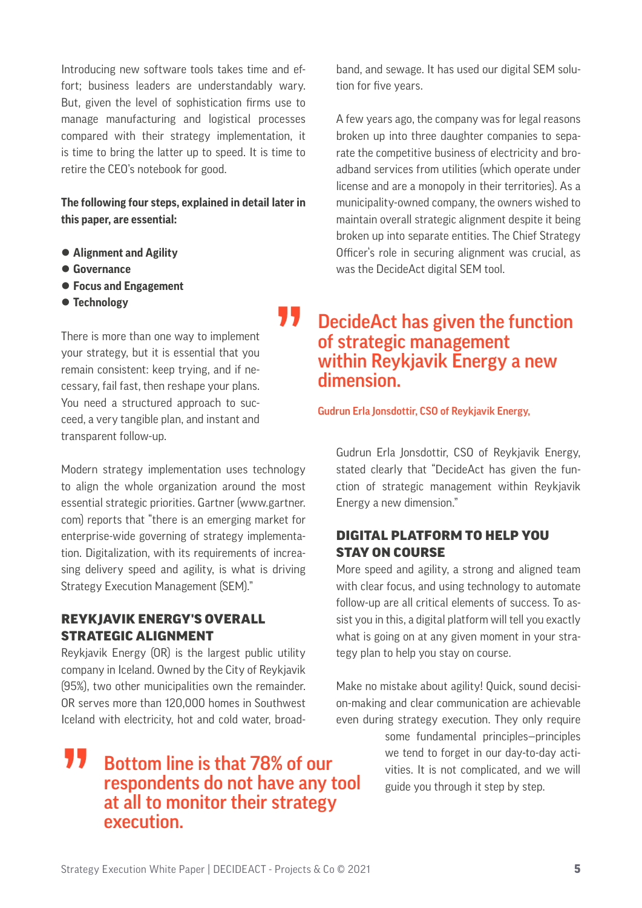Introducing new software tools takes time and effort; business leaders are understandably wary. But, given the level of sophistication firms use to manage manufacturing and logistical processes compared with their strategy implementation, it is time to bring the latter up to speed. It is time to retire the CEO's notebook for good.

**The following four steps, explained in detail later in this paper, are essential:**

- **Alignment and Agility**
- **Governance**
- **Focus and Engagement**
- **Technology**

There is more than one way to implement your strategy, but it is essential that you remain consistent: keep trying, and if necessary, fail fast, then reshape your plans. You need a structured approach to succeed, a very tangible plan, and instant and transparent follow-up.

Modern strategy implementation uses technology to align the whole organization around the most essential strategic priorities. Gartner (www.gartner.com) reports that "there is an emerging market for enterprise-wide governing of strategy implementation. Digitalization, with its requirements of increasing delivery speed and agility, is what is driving Strategy Execution Management (SEM)."

## REYKJAVIK ENERGY'S OVERALL STRATEGIC ALIGNMENT

Reykjavik Energy (OR) is the largest public utility company in Iceland. Owned by the City of Reykjavik (95%), two other municipalities own the remainder. OR serves more than 120,000 homes in Southwest Iceland with electricity, hot and cold water, broadband, and sewage. It has used our digital SEM solution for five years.

> **Bottom line is that 78% of our respondents do not have any tool at all to monitor their strategy execution.**

A few years ago, the company was for legal reasons broken up into three daughter companies to separate the competitive business of electricity and broadband services from utilities (which operate under license and are a monopoly in their territories). As a municipality-owned company, the owners wished to maintain overall strategic alignment despite it being broken up into separate entities. The Chief Strategy Officer's role in securing alignment was crucial, as was the DecideAct digital SEM tool.

> **DecideAct has given the function of strategic management within Reykjavik Energy a new dimension.**
>
> **Gudrun Erla Jonsdottir, CSO of Reykjavik Energy,**

Gudrun Erla Jonsdottir, CSO of Reykjavik Energy, stated clearly that "DecideAct has given the function of strategic management within Reykjavik Energy a new dimension."

## DIGITAL PLATFORM TO HELP YOU STAY ON COURSE

More speed and agility, a strong and aligned team with clear focus, and using technology to automate follow-up are all critical elements of success. To assist you in this, a digital platform will tell you exactly what is going on at any given moment in your strategy plan to help you stay on course.

Make no mistake about agility! Quick, sound decision-making and clear communication are achievable even during strategy execution. They only require some fundamental principles—principles we tend to forget in our day-to-day activities. It is not complicated, and we will guide you through it step by step.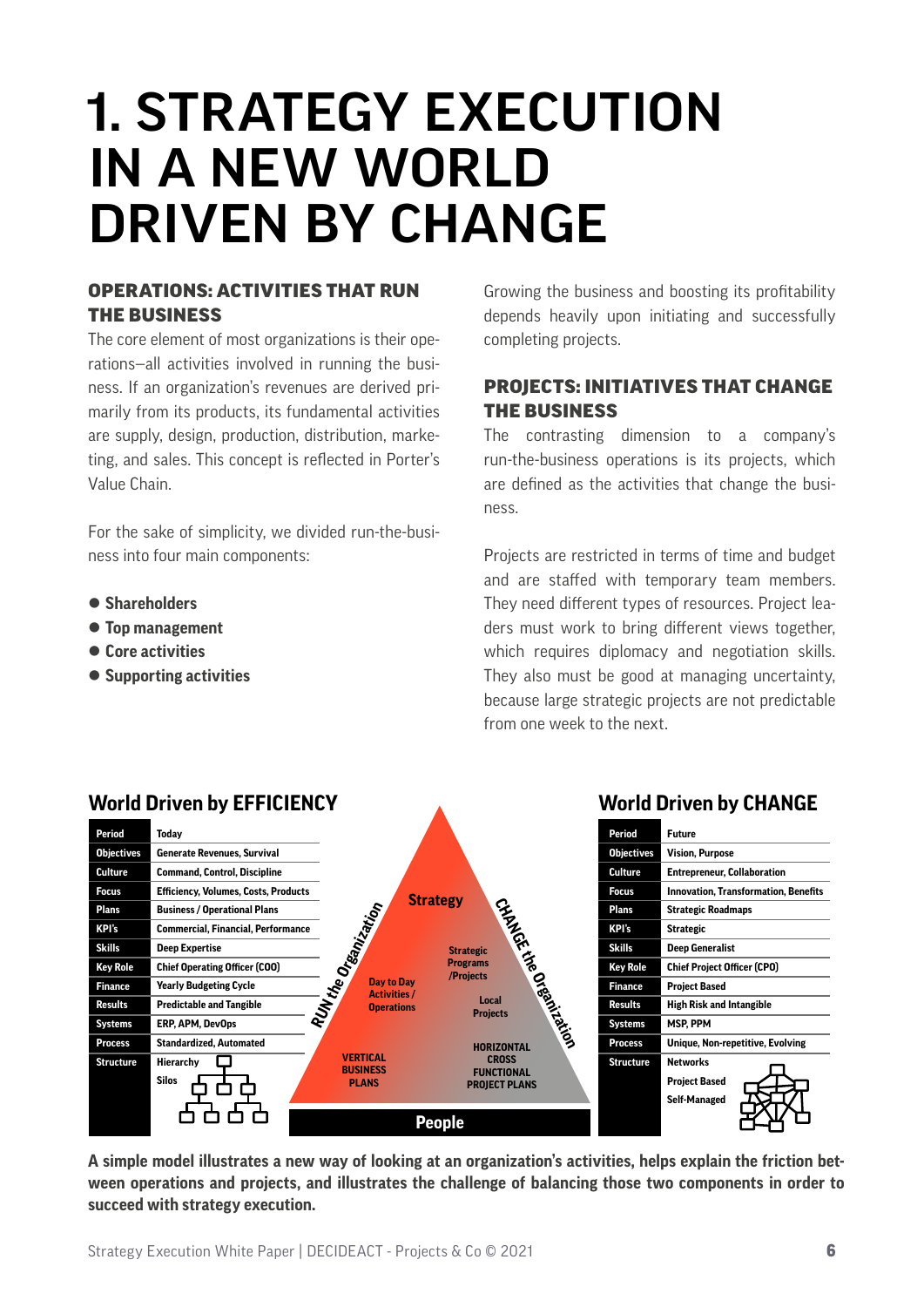# 1. STRATEGY EXECUTION IN A NEW WORLD DRIVEN BY CHANGE

### OPERATIONS: ACTIVITIES THAT RUN THE BUSINESS

The core element of most organizations is their operations—all activities involved in running the business. If an organization's revenues are derived primarily from its products, its fundamental activities are supply, design, production, distribution, marketing, and sales. This concept is reflected in Porter's Value Chain.

For the sake of simplicity, we divided run-the-business into four main components:

- **Shareholders**
- **Top management**
- **Core activities**
- **Supporting activities**

Growing the business and boosting its profitability depends heavily upon initiating and successfully completing projects.

### PROJECTS: INITIATIVES THAT CHANGE THE BUSINESS

The contrasting dimension to a company's run-the-business operations is its projects, which are defined as the activities that change the business.

Projects are restricted in terms of time and budget and are staffed with temporary team members. They need different types of resources. Project leaders must work to bring different views together, which requires diplomacy and negotiation skills. They also must be good at managing uncertainty, because large strategic projects are not predictable from one week to the next.

**World Driven by EFFICIENCY**

| Period | Today |
|---|---|
| Objectives | Generate Revenues, Survival |
| Culture | Command, Control, Discipline |
| Focus | Efficiency, Volumes, Costs, Products |
| Plans | Business / Operational Plans |
| KPI's | Commercial, Financial, Performance |
| Skills | Deep Expertise |
| Key Role | Chief Operating Officer (COO) |
| Finance | Yearly Budgeting Cycle |
| Results | Predictable and Tangible |
| Systems | ERP, APM, DevOps |
| Process | Standardized, Automated |
| Structure | Hierarchy, Silos |

Diagram labels: Strategy; RUN the Organization; CHANGE the Organization; Day to Day Activities / Operations; Strategic Programs /Projects; Local Projects; VERTICAL BUSINESS PLANS; HORIZONTAL CROSS FUNCTIONAL PROJECT PLANS; People

**World Driven by CHANGE**

| Period | Future |
|---|---|
| Objectives | Vision, Purpose |
| Culture | Entrepreneur, Collaboration |
| Focus | Innovation, Transformation, Benefits |
| Plans | Strategic Roadmaps |
| KPI's | Strategic |
| Skills | Deep Generalist |
| Key Role | Chief Project Officer (CPO) |
| Finance | Project Based |
| Results | High Risk and Intangible |
| Systems | MSP, PPM |
| Process | Unique, Non-repetitive, Evolving |
| Structure | Networks, Project Based, Self-Managed |

**A simple model illustrates a new way of looking at an organization's activities, helps explain the friction between operations and projects, and illustrates the challenge of balancing those two components in order to succeed with strategy execution.**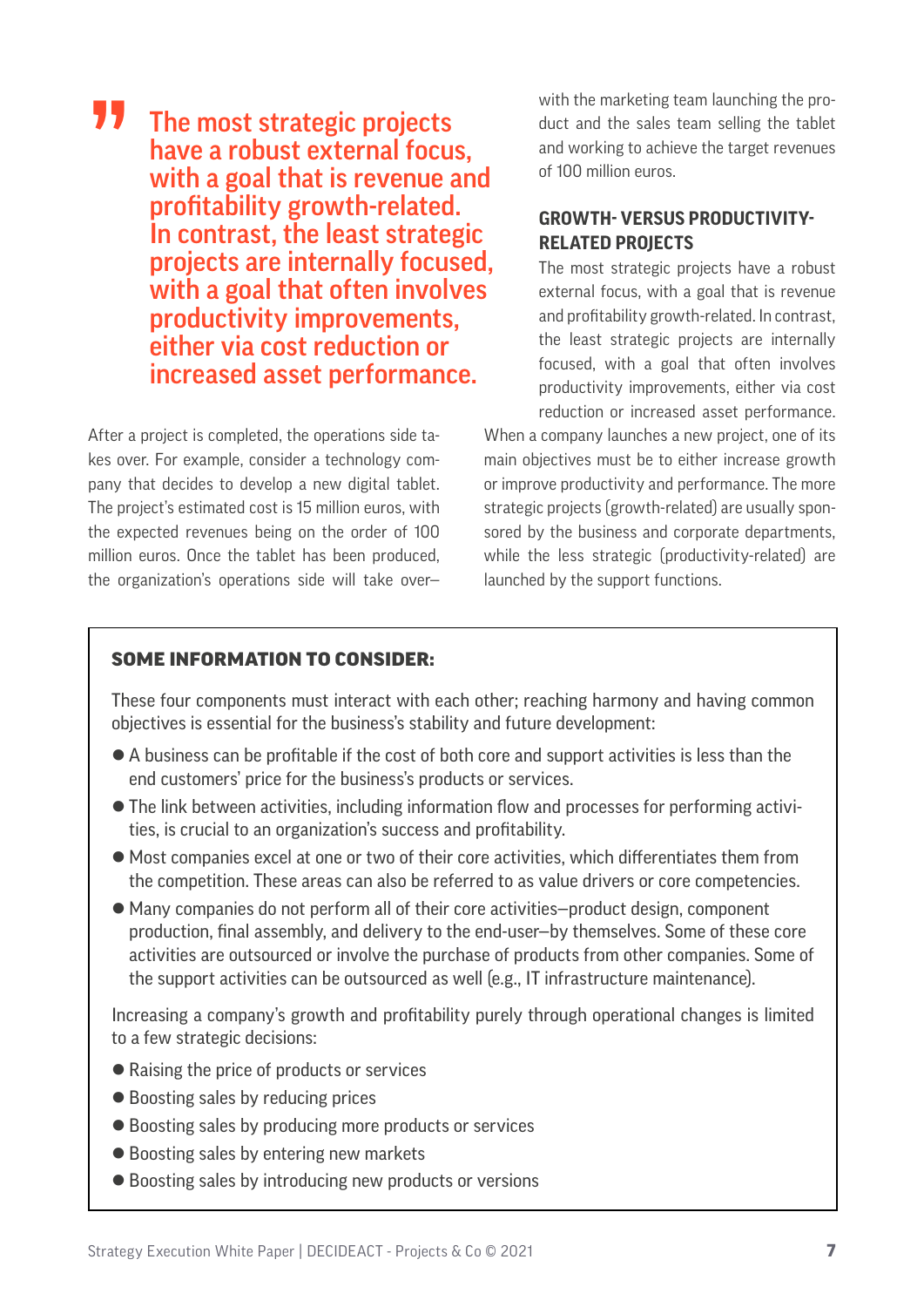> The most strategic projects have a robust external focus, with a goal that is revenue and profitability growth-related. In contrast, the least strategic projects are internally focused, with a goal that often involves productivity improvements, either via cost reduction or increased asset performance.

After a project is completed, the operations side takes over. For example, consider a technology company that decides to develop a new digital tablet. The project's estimated cost is 15 million euros, with the expected revenues being on the order of 100 million euros. Once the tablet has been produced, the organization's operations side will take over—with the marketing team launching the product and the sales team selling the tablet and working to achieve the target revenues of 100 million euros.

### GROWTH- VERSUS PRODUCTIVITY-RELATED PROJECTS

The most strategic projects have a robust external focus, with a goal that is revenue and profitability growth-related. In contrast, the least strategic projects are internally focused, with a goal that often involves productivity improvements, either via cost reduction or increased asset performance. When a company launches a new project, one of its main objectives must be to either increase growth or improve productivity and performance. The more strategic projects (growth-related) are usually sponsored by the business and corporate departments, while the less strategic (productivity-related) are launched by the support functions.

#### SOME INFORMATION TO CONSIDER:

These four components must interact with each other; reaching harmony and having common objectives is essential for the business's stability and future development:

- A business can be profitable if the cost of both core and support activities is less than the end customers' price for the business's products or services.
- The link between activities, including information flow and processes for performing activities, is crucial to an organization's success and profitability.
- Most companies excel at one or two of their core activities, which differentiates them from the competition. These areas can also be referred to as value drivers or core competencies.
- Many companies do not perform all of their core activities—product design, component production, final assembly, and delivery to the end-user—by themselves. Some of these core activities are outsourced or involve the purchase of products from other companies. Some of the support activities can be outsourced as well (e.g., IT infrastructure maintenance).

Increasing a company's growth and profitability purely through operational changes is limited to a few strategic decisions:

- Raising the price of products or services
- Boosting sales by reducing prices
- Boosting sales by producing more products or services
- Boosting sales by entering new markets
- Boosting sales by introducing new products or versions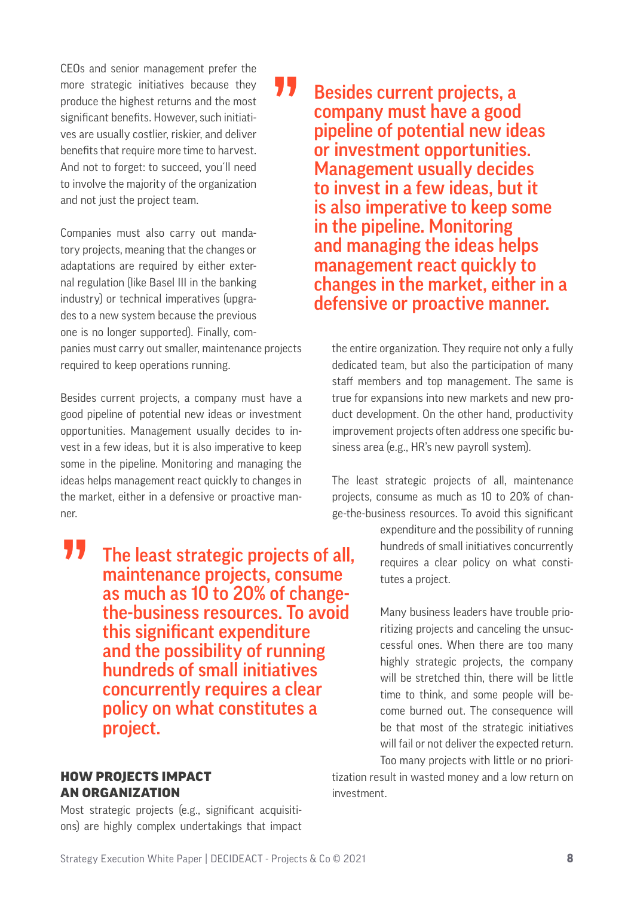CEOs and senior management prefer the more strategic initiatives because they produce the highest returns and the most significant benefits. However, such initiatives are usually costlier, riskier, and deliver benefits that require more time to harvest. And not to forget: to succeed, you'll need to involve the majority of the organization and not just the project team.

> **Besides current projects, a company must have a good pipeline of potential new ideas or investment opportunities. Management usually decides to invest in a few ideas, but it is also imperative to keep some in the pipeline. Monitoring and managing the ideas helps management react quickly to changes in the market, either in a defensive or proactive manner.**

Companies must also carry out mandatory projects, meaning that the changes or adaptations are required by either external regulation (like Basel III in the banking industry) or technical imperatives (upgrades to a new system because the previous one is no longer supported). Finally, companies must carry out smaller, maintenance projects required to keep operations running.

Besides current projects, a company must have a good pipeline of potential new ideas or investment opportunities. Management usually decides to invest in a few ideas, but it is also imperative to keep some in the pipeline. Monitoring and managing the ideas helps management react quickly to changes in the market, either in a defensive or proactive manner.

> **The least strategic projects of all, maintenance projects, consume as much as 10 to 20% of change-the-business resources. To avoid this significant expenditure and the possibility of running hundreds of small initiatives concurrently requires a clear policy on what constitutes a project.**

## HOW PROJECTS IMPACT AN ORGANIZATION

Most strategic projects (e.g., significant acquisitions) are highly complex undertakings that impact the entire organization. They require not only a fully dedicated team, but also the participation of many staff members and top management. The same is true for expansions into new markets and new product development. On the other hand, productivity improvement projects often address one specific business area (e.g., HR's new payroll system).

The least strategic projects of all, maintenance projects, consume as much as 10 to 20% of change-the-business resources. To avoid this significant expenditure and the possibility of running hundreds of small initiatives concurrently requires a clear policy on what constitutes a project.

Many business leaders have trouble prioritizing projects and canceling the unsuccessful ones. When there are too many highly strategic projects, the company will be stretched thin, there will be little time to think, and some people will become burned out. The consequence will be that most of the strategic initiatives will fail or not deliver the expected return. Too many projects with little or no prioritization result in wasted money and a low return on investment.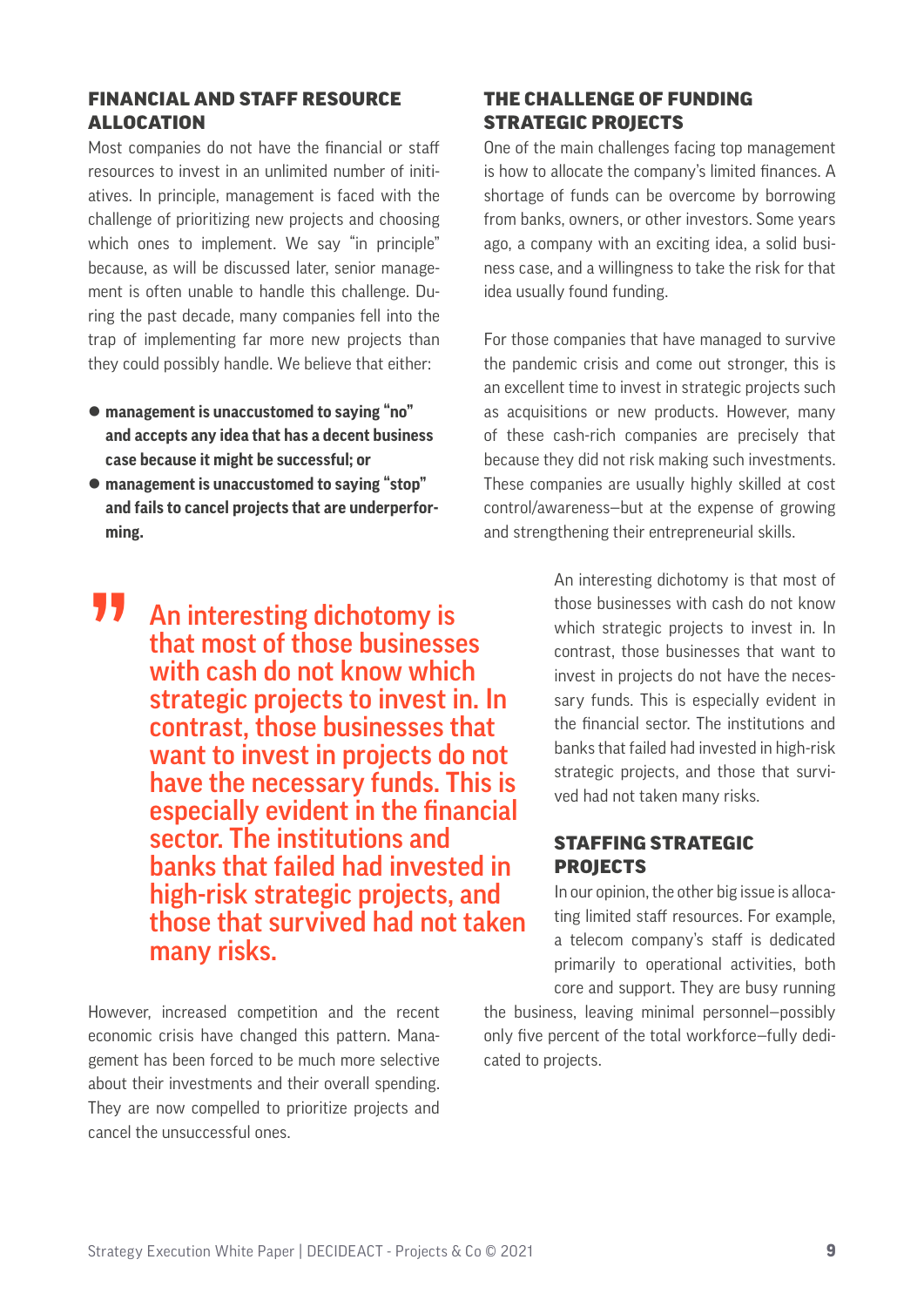## FINANCIAL AND STAFF RESOURCE ALLOCATION

Most companies do not have the financial or staff resources to invest in an unlimited number of initiatives. In principle, management is faced with the challenge of prioritizing new projects and choosing which ones to implement. We say "in principle" because, as will be discussed later, senior management is often unable to handle this challenge. During the past decade, many companies fell into the trap of implementing far more new projects than they could possibly handle. We believe that either:

- **management is unaccustomed to saying "no" and accepts any idea that has a decent business case because it might be successful; or**
- **management is unaccustomed to saying "stop" and fails to cancel projects that are underperforming.**

> An interesting dichotomy is that most of those businesses with cash do not know which strategic projects to invest in. In contrast, those businesses that want to invest in projects do not have the necessary funds. This is especially evident in the financial sector. The institutions and banks that failed had invested in high-risk strategic projects, and those that survived had not taken many risks.

However, increased competition and the recent economic crisis have changed this pattern. Management has been forced to be much more selective about their investments and their overall spending. They are now compelled to prioritize projects and cancel the unsuccessful ones.

## THE CHALLENGE OF FUNDING STRATEGIC PROJECTS

One of the main challenges facing top management is how to allocate the company's limited finances. A shortage of funds can be overcome by borrowing from banks, owners, or other investors. Some years ago, a company with an exciting idea, a solid business case, and a willingness to take the risk for that idea usually found funding.

For those companies that have managed to survive the pandemic crisis and come out stronger, this is an excellent time to invest in strategic projects such as acquisitions or new products. However, many of these cash-rich companies are precisely that because they did not risk making such investments. These companies are usually highly skilled at cost control/awareness—but at the expense of growing and strengthening their entrepreneurial skills.

An interesting dichotomy is that most of those businesses with cash do not know which strategic projects to invest in. In contrast, those businesses that want to invest in projects do not have the necessary funds. This is especially evident in the financial sector. The institutions and banks that failed had invested in high-risk strategic projects, and those that survived had not taken many risks.

## STAFFING STRATEGIC PROJECTS

In our opinion, the other big issue is allocating limited staff resources. For example, a telecom company's staff is dedicated primarily to operational activities, both core and support. They are busy running the business, leaving minimal personnel—possibly only five percent of the total workforce—fully dedicated to projects.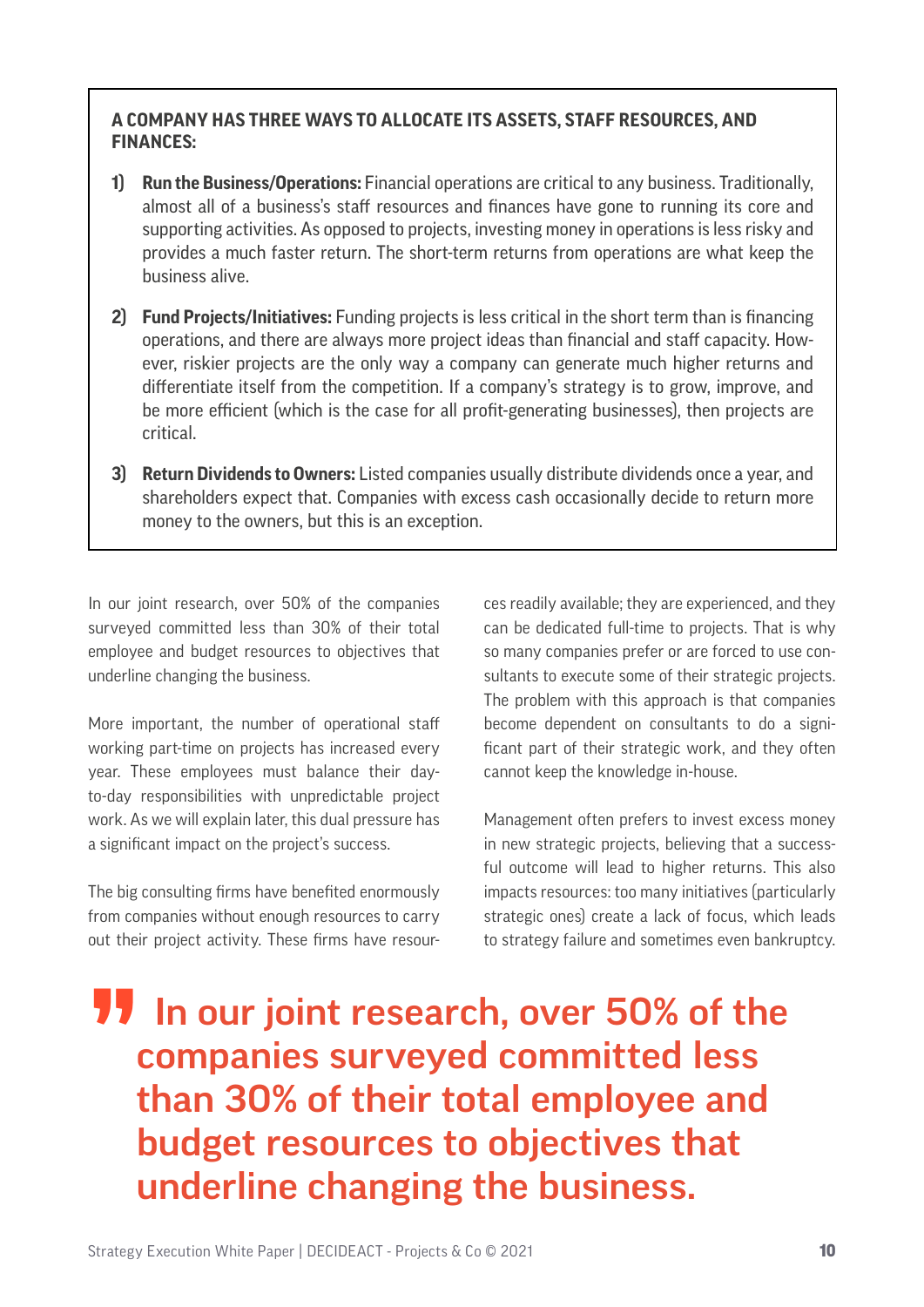**A COMPANY HAS THREE WAYS TO ALLOCATE ITS ASSETS, STAFF RESOURCES, AND FINANCES:**

1) **Run the Business/Operations:** Financial operations are critical to any business. Traditionally, almost all of a business's staff resources and finances have gone to running its core and supporting activities. As opposed to projects, investing money in operations is less risky and provides a much faster return. The short-term returns from operations are what keep the business alive.

2) **Fund Projects/Initiatives:** Funding projects is less critical in the short term than is financing operations, and there are always more project ideas than financial and staff capacity. However, riskier projects are the only way a company can generate much higher returns and differentiate itself from the competition. If a company's strategy is to grow, improve, and be more efficient (which is the case for all profit-generating businesses), then projects are critical.

3) **Return Dividends to Owners:** Listed companies usually distribute dividends once a year, and shareholders expect that. Companies with excess cash occasionally decide to return more money to the owners, but this is an exception.

In our joint research, over 50% of the companies surveyed committed less than 30% of their total employee and budget resources to objectives that underline changing the business.

More important, the number of operational staff working part-time on projects has increased every year. These employees must balance their day-to-day responsibilities with unpredictable project work. As we will explain later, this dual pressure has a significant impact on the project's success.

The big consulting firms have benefited enormously from companies without enough resources to carry out their project activity. These firms have resources readily available; they are experienced, and they can be dedicated full-time to projects. That is why so many companies prefer or are forced to use consultants to execute some of their strategic projects. The problem with this approach is that companies become dependent on consultants to do a significant part of their strategic work, and they often cannot keep the knowledge in-house.

Management often prefers to invest excess money in new strategic projects, believing that a successful outcome will lead to higher returns. This also impacts resources: too many initiatives (particularly strategic ones) create a lack of focus, which leads to strategy failure and sometimes even bankruptcy.

> **In our joint research, over 50% of the companies surveyed committed less than 30% of their total employee and budget resources to objectives that underline changing the business.**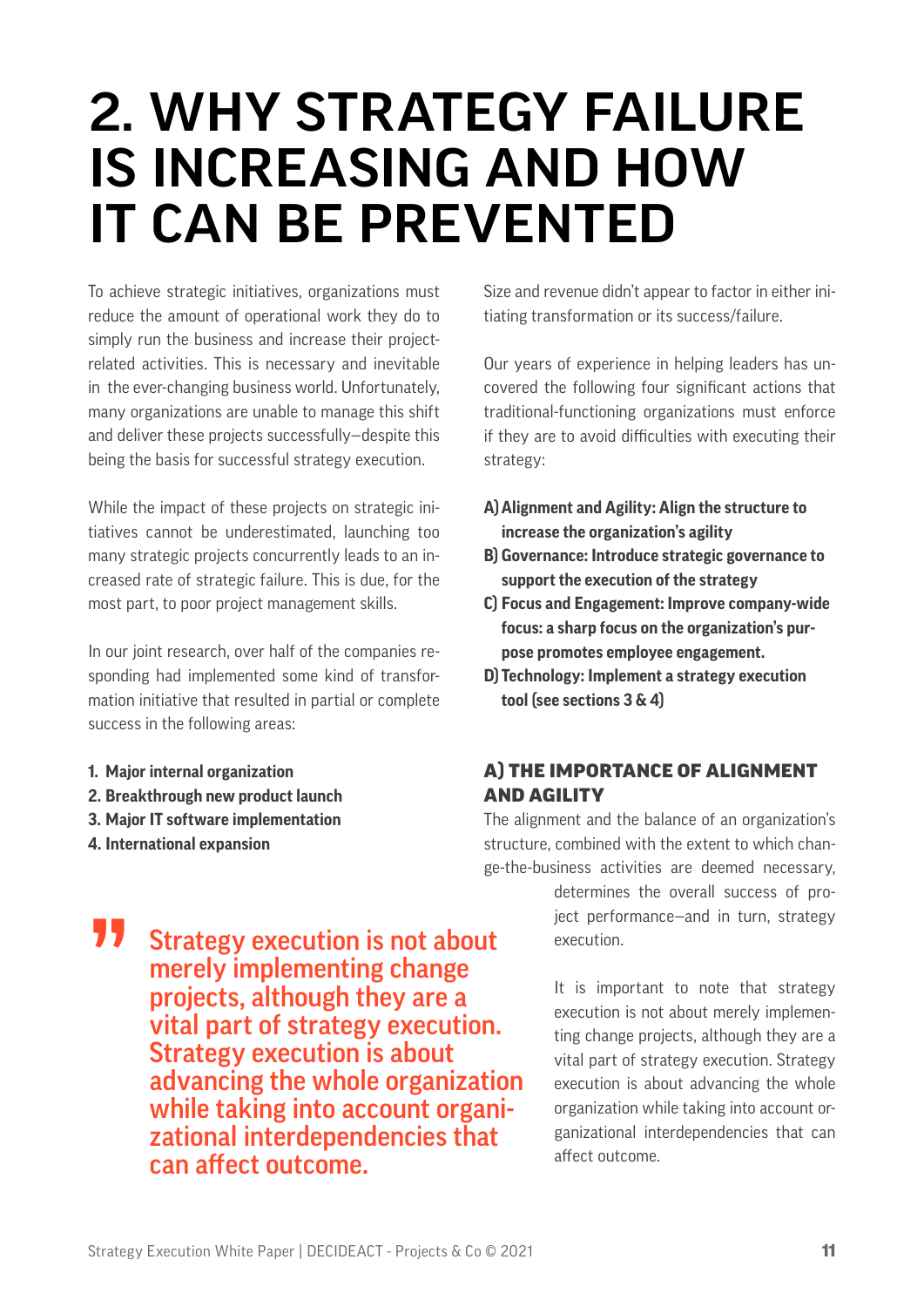# 2. WHY STRATEGY FAILURE IS INCREASING AND HOW IT CAN BE PREVENTED

To achieve strategic initiatives, organizations must reduce the amount of operational work they do to simply run the business and increase their project-related activities. This is necessary and inevitable in the ever-changing business world. Unfortunately, many organizations are unable to manage this shift and deliver these projects successfully—despite this being the basis for successful strategy execution.

While the impact of these projects on strategic initiatives cannot be underestimated, launching too many strategic projects concurrently leads to an increased rate of strategic failure. This is due, for the most part, to poor project management skills.

In our joint research, over half of the companies responding had implemented some kind of transformation initiative that resulted in partial or complete success in the following areas:

1. **Major internal organization**
2. **Breakthrough new product launch**
3. **Major IT software implementation**
4. **International expansion**

> **Strategy execution is not about merely implementing change projects, although they are a vital part of strategy execution. Strategy execution is about advancing the whole organization while taking into account organizational interdependencies that can affect outcome.**

Size and revenue didn't appear to factor in either initiating transformation or its success/failure.

Our years of experience in helping leaders has uncovered the following four significant actions that traditional-functioning organizations must enforce if they are to avoid difficulties with executing their strategy:

- **A) Alignment and Agility: Align the structure to increase the organization's agility**
- **B) Governance: Introduce strategic governance to support the execution of the strategy**
- **C) Focus and Engagement: Improve company-wide focus: a sharp focus on the organization's purpose promotes employee engagement.**
- **D) Technology: Implement a strategy execution tool (see sections 3 & 4)**

### A) THE IMPORTANCE OF ALIGNMENT AND AGILITY

The alignment and the balance of an organization's structure, combined with the extent to which change-the-business activities are deemed necessary, determines the overall success of project performance—and in turn, strategy execution.

It is important to note that strategy execution is not about merely implementing change projects, although they are a vital part of strategy execution. Strategy execution is about advancing the whole organization while taking into account organizational interdependencies that can affect outcome.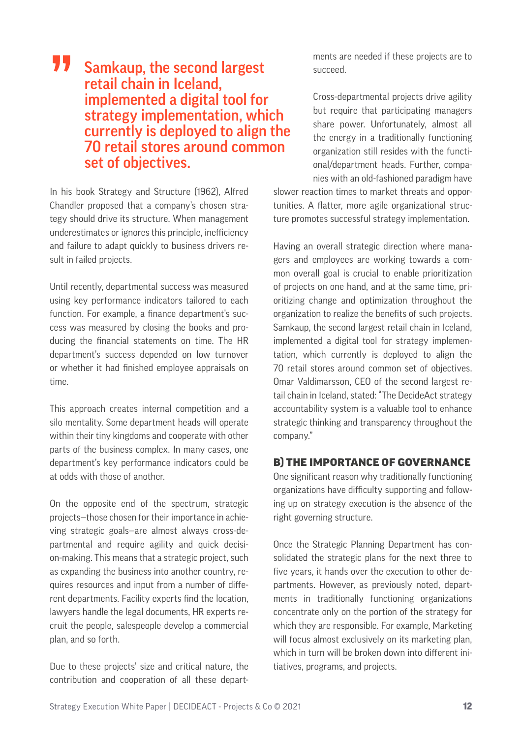> **Samkaup, the second largest retail chain in Iceland, implemented a digital tool for strategy implementation, which currently is deployed to align the 70 retail stores around common set of objectives.**

In his book Strategy and Structure (1962), Alfred Chandler proposed that a company's chosen strategy should drive its structure. When management underestimates or ignores this principle, inefficiency and failure to adapt quickly to business drivers result in failed projects.

Until recently, departmental success was measured using key performance indicators tailored to each function. For example, a finance department's success was measured by closing the books and producing the financial statements on time. The HR department's success depended on low turnover or whether it had finished employee appraisals on time.

This approach creates internal competition and a silo mentality. Some department heads will operate within their tiny kingdoms and cooperate with other parts of the business complex. In many cases, one department's key performance indicators could be at odds with those of another.

On the opposite end of the spectrum, strategic projects—those chosen for their importance in achieving strategic goals—are almost always cross-departmental and require agility and quick decision-making. This means that a strategic project, such as expanding the business into another country, requires resources and input from a number of different departments. Facility experts find the location, lawyers handle the legal documents, HR experts recruit the people, salespeople develop a commercial plan, and so forth.

Due to these projects' size and critical nature, the contribution and cooperation of all these departments are needed if these projects are to succeed.

Cross-departmental projects drive agility but require that participating managers share power. Unfortunately, almost all the energy in a traditionally functioning organization still resides with the functional/department heads. Further, companies with an old-fashioned paradigm have slower reaction times to market threats and opportunities. A flatter, more agile organizational structure promotes successful strategy implementation.

Having an overall strategic direction where managers and employees are working towards a common overall goal is crucial to enable prioritization of projects on one hand, and at the same time, prioritizing change and optimization throughout the organization to realize the benefits of such projects. Samkaup, the second largest retail chain in Iceland, implemented a digital tool for strategy implementation, which currently is deployed to align the 70 retail stores around common set of objectives. Omar Valdimarsson, CEO of the second largest retail chain in Iceland, stated: "The DecideAct strategy accountability system is a valuable tool to enhance strategic thinking and transparency throughout the company."

## B) THE IMPORTANCE OF GOVERNANCE

One significant reason why traditionally functioning organizations have difficulty supporting and following up on strategy execution is the absence of the right governing structure.

Once the Strategic Planning Department has consolidated the strategic plans for the next three to five years, it hands over the execution to other departments. However, as previously noted, departments in traditionally functioning organizations concentrate only on the portion of the strategy for which they are responsible. For example, Marketing will focus almost exclusively on its marketing plan, which in turn will be broken down into different initiatives, programs, and projects.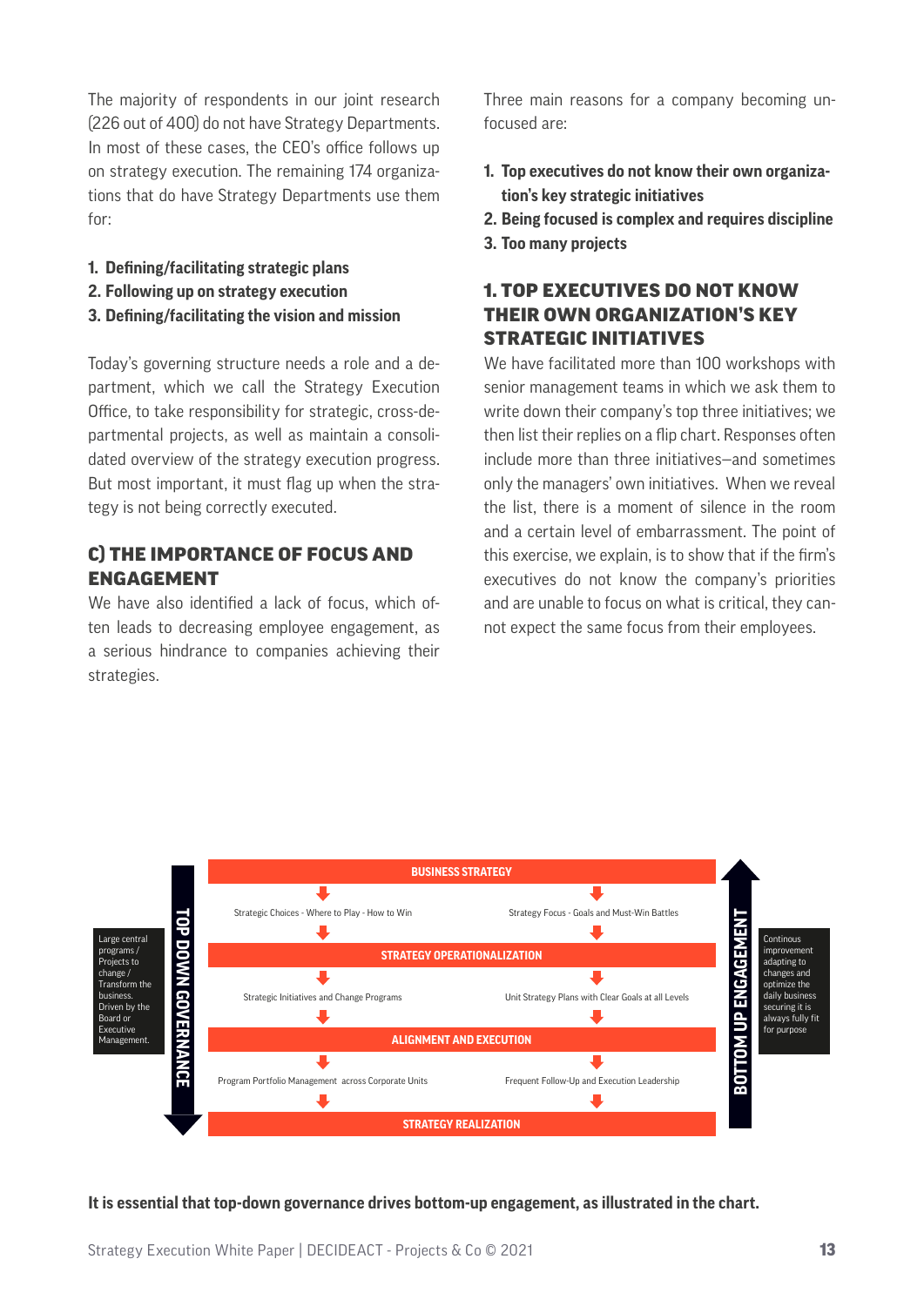The majority of respondents in our joint research (226 out of 400) do not have Strategy Departments. In most of these cases, the CEO's office follows up on strategy execution. The remaining 174 organizations that do have Strategy Departments use them for:

1. **Defining/facilitating strategic plans**
2. **Following up on strategy execution**
3. **Defining/facilitating the vision and mission**

Today's governing structure needs a role and a department, which we call the Strategy Execution Office, to take responsibility for strategic, cross-departmental projects, as well as maintain a consolidated overview of the strategy execution progress. But most important, it must flag up when the strategy is not being correctly executed.

## C) THE IMPORTANCE OF FOCUS AND ENGAGEMENT

We have also identified a lack of focus, which often leads to decreasing employee engagement, as a serious hindrance to companies achieving their strategies.

Three main reasons for a company becoming unfocused are:

1. **Top executives do not know their own organization's key strategic initiatives**
2. **Being focused is complex and requires discipline**
3. **Too many projects**

## 1. TOP EXECUTIVES DO NOT KNOW THEIR OWN ORGANIZATION'S KEY STRATEGIC INITIATIVES

We have facilitated more than 100 workshops with senior management teams in which we ask them to write down their company's top three initiatives; we then list their replies on a flip chart. Responses often include more than three initiatives—and sometimes only the managers' own initiatives. When we reveal the list, there is a moment of silence in the room and a certain level of embarrassment. The point of this exercise, we explain, is to show that if the firm's executives do not know the company's priorities and are unable to focus on what is critical, they cannot expect the same focus from their employees.

Large central programs / Projects to change / Transform the business. Driven by the Board or Executive Management.

TOP DOWN GOVERNANCE

**BUSINESS STRATEGY**

Strategic Choices - Where to Play - How to Win | Strategy Focus - Goals and Must-Win Battles

**STRATEGY OPERATIONALIZATION**

Strategic Initiatives and Change Programs | Unit Strategy Plans with Clear Goals at all Levels

**ALIGNMENT AND EXECUTION**

Program Portfolio Management across Corporate Units | Frequent Follow-Up and Execution Leadership

**STRATEGY REALIZATION**

BOTTOM UP ENGAGEMENT

Continous improvement adapting to changes and optimize the daily business securing it is always fully fit for purpose

**It is essential that top-down governance drives bottom-up engagement, as illustrated in the chart.**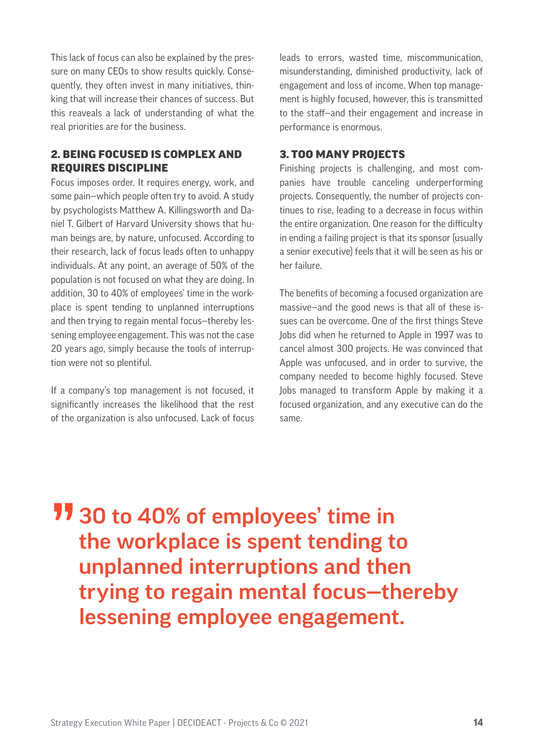This lack of focus can also be explained by the pressure on many CEOs to show results quickly. Consequently, they often invest in many initiatives, thinking that will increase their chances of success. But this reaveals a lack of understanding of what the real priorities are for the business.

### 2. BEING FOCUSED IS COMPLEX AND REQUIRES DISCIPLINE

Focus imposes order. It requires energy, work, and some pain—which people often try to avoid. A study by psychologists Matthew A. Killingsworth and Daniel T. Gilbert of Harvard University shows that human beings are, by nature, unfocused. According to their research, lack of focus leads often to unhappy individuals. At any point, an average of 50% of the population is not focused on what they are doing. In addition, 30 to 40% of employees' time in the workplace is spent tending to unplanned interruptions and then trying to regain mental focus—thereby lessening employee engagement. This was not the case 20 years ago, simply because the tools of interruption were not so plentiful.

If a company's top management is not focused, it significantly increases the likelihood that the rest of the organization is also unfocused. Lack of focus leads to errors, wasted time, miscommunication, misunderstanding, diminished productivity, lack of engagement and loss of income. When top management is highly focused, however, this is transmitted to the staff—and their engagement and increase in performance is enormous.

### 3. TOO MANY PROJECTS

Finishing projects is challenging, and most companies have trouble canceling underperforming projects. Consequently, the number of projects continues to rise, leading to a decrease in focus within the entire organization. One reason for the difficulty in ending a failing project is that its sponsor (usually a senior executive) feels that it will be seen as his or her failure.

The benefits of becoming a focused organization are massive—and the good news is that all of these issues can be overcome. One of the first things Steve Jobs did when he returned to Apple in 1997 was to cancel almost 300 projects. He was convinced that Apple was unfocused, and in order to survive, the company needed to become highly focused. Steve Jobs managed to transform Apple by making it a focused organization, and any executive can do the same.

> **30 to 40% of employees' time in the workplace is spent tending to unplanned interruptions and then trying to regain mental focus—thereby lessening employee engagement.**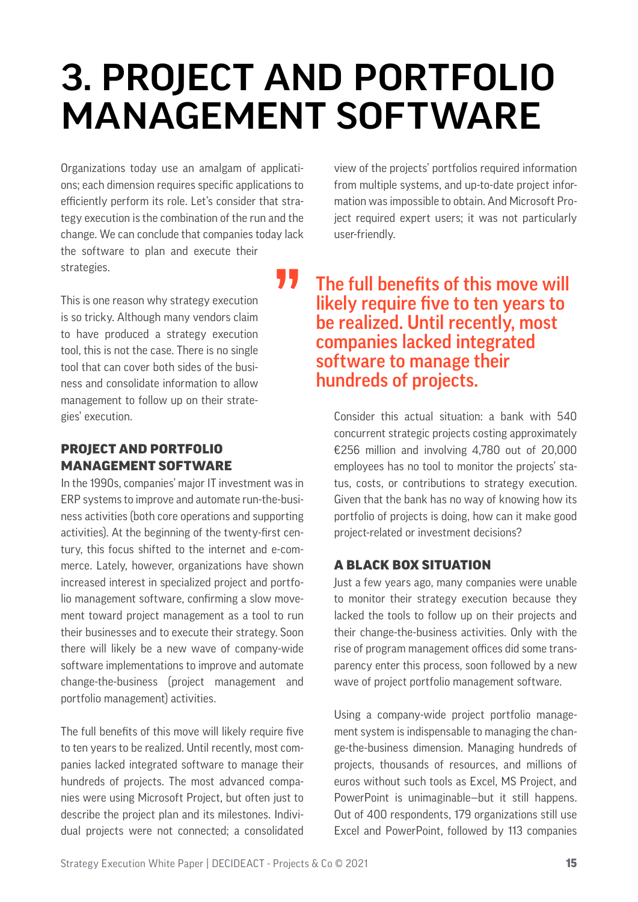# 3. PROJECT AND PORTFOLIO MANAGEMENT SOFTWARE

Organizations today use an amalgam of applications; each dimension requires specific applications to efficiently perform its role. Let's consider that strategy execution is the combination of the run and the change. We can conclude that companies today lack the software to plan and execute their strategies.

This is one reason why strategy execution is so tricky. Although many vendors claim to have produced a strategy execution tool, this is not the case. There is no single tool that can cover both sides of the business and consolidate information to allow management to follow up on their strategies' execution.

### PROJECT AND PORTFOLIO MANAGEMENT SOFTWARE

In the 1990s, companies' major IT investment was in ERP systems to improve and automate run-the-business activities (both core operations and supporting activities). At the beginning of the twenty-first century, this focus shifted to the internet and e-commerce. Lately, however, organizations have shown increased interest in specialized project and portfolio management software, confirming a slow movement toward project management as a tool to run their businesses and to execute their strategy. Soon there will likely be a new wave of company-wide software implementations to improve and automate change-the-business (project management and portfolio management) activities.

The full benefits of this move will likely require five to ten years to be realized. Until recently, most companies lacked integrated software to manage their hundreds of projects. The most advanced companies were using Microsoft Project, but often just to describe the project plan and its milestones. Individual projects were not connected; a consolidated view of the projects' portfolios required information from multiple systems, and up-to-date project information was impossible to obtain. And Microsoft Project required expert users; it was not particularly user-friendly.

> The full benefits of this move will likely require five to ten years to be realized. Until recently, most companies lacked integrated software to manage their hundreds of projects.

Consider this actual situation: a bank with 540 concurrent strategic projects costing approximately €256 million and involving 4,780 out of 20,000 employees has no tool to monitor the projects' status, costs, or contributions to strategy execution. Given that the bank has no way of knowing how its portfolio of projects is doing, how can it make good project-related or investment decisions?

### A BLACK BOX SITUATION

Just a few years ago, many companies were unable to monitor their strategy execution because they lacked the tools to follow up on their projects and their change-the-business activities. Only with the rise of program management offices did some transparency enter this process, soon followed by a new wave of project portfolio management software.

Using a company-wide project portfolio management system is indispensable to managing the change-the-business dimension. Managing hundreds of projects, thousands of resources, and millions of euros without such tools as Excel, MS Project, and PowerPoint is unimaginable—but it still happens. Out of 400 respondents, 179 organizations still use Excel and PowerPoint, followed by 113 companies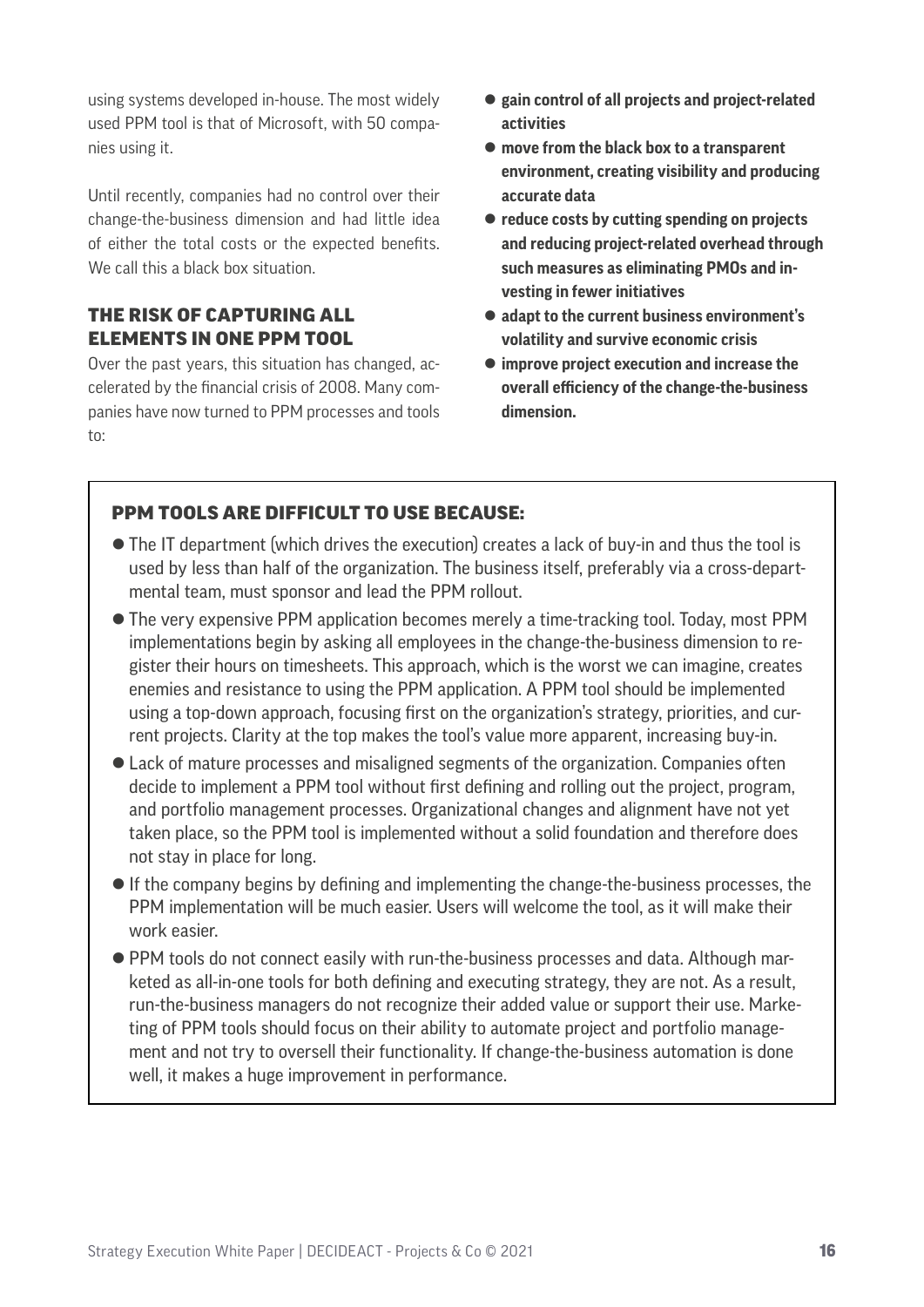using systems developed in-house. The most widely used PPM tool is that of Microsoft, with 50 companies using it.

Until recently, companies had no control over their change-the-business dimension and had little idea of either the total costs or the expected benefits. We call this a black box situation.

## THE RISK OF CAPTURING ALL ELEMENTS IN ONE PPM TOOL

Over the past years, this situation has changed, accelerated by the financial crisis of 2008. Many companies have now turned to PPM processes and tools to:

- **gain control of all projects and project-related activities**
- **move from the black box to a transparent environment, creating visibility and producing accurate data**
- **reduce costs by cutting spending on projects and reducing project-related overhead through such measures as eliminating PMOs and investing in fewer initiatives**
- **adapt to the current business environment's volatility and survive economic crisis**
- **improve project execution and increase the overall efficiency of the change-the-business dimension.**

### PPM TOOLS ARE DIFFICULT TO USE BECAUSE:

- The IT department (which drives the execution) creates a lack of buy-in and thus the tool is used by less than half of the organization. The business itself, preferably via a cross-departmental team, must sponsor and lead the PPM rollout.
- The very expensive PPM application becomes merely a time-tracking tool. Today, most PPM implementations begin by asking all employees in the change-the-business dimension to register their hours on timesheets. This approach, which is the worst we can imagine, creates enemies and resistance to using the PPM application. A PPM tool should be implemented using a top-down approach, focusing first on the organization's strategy, priorities, and current projects. Clarity at the top makes the tool's value more apparent, increasing buy-in.
- Lack of mature processes and misaligned segments of the organization. Companies often decide to implement a PPM tool without first defining and rolling out the project, program, and portfolio management processes. Organizational changes and alignment have not yet taken place, so the PPM tool is implemented without a solid foundation and therefore does not stay in place for long.
- If the company begins by defining and implementing the change-the-business processes, the PPM implementation will be much easier. Users will welcome the tool, as it will make their work easier.
- PPM tools do not connect easily with run-the-business processes and data. Although marketed as all-in-one tools for both defining and executing strategy, they are not. As a result, run-the-business managers do not recognize their added value or support their use. Marketing of PPM tools should focus on their ability to automate project and portfolio management and not try to oversell their functionality. If change-the-business automation is done well, it makes a huge improvement in performance.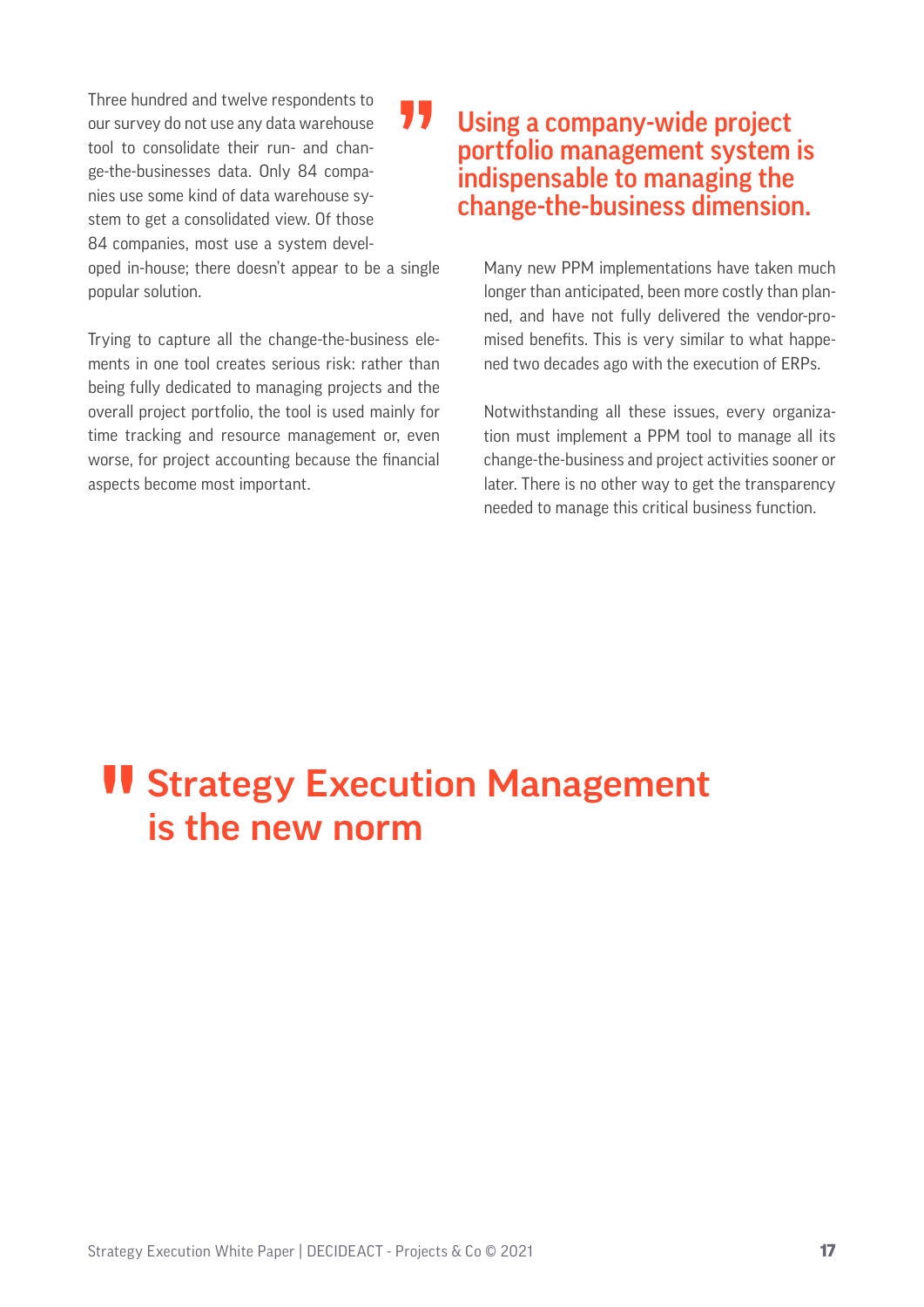Three hundred and twelve respondents to our survey do not use any data warehouse tool to consolidate their run- and change-the-businesses data. Only 84 companies use some kind of data warehouse system to get a consolidated view. Of those 84 companies, most use a system developed in-house; there doesn't appear to be a single popular solution.

Trying to capture all the change-the-business elements in one tool creates serious risk: rather than being fully dedicated to managing projects and the overall project portfolio, the tool is used mainly for time tracking and resource management or, even worse, for project accounting because the financial aspects become most important.

> **Using a company-wide project portfolio management system is indispensable to managing the change-the-business dimension.**

Many new PPM implementations have taken much longer than anticipated, been more costly than planned, and have not fully delivered the vendor-promised benefits. This is very similar to what happened two decades ago with the execution of ERPs.

Notwithstanding all these issues, every organization must implement a PPM tool to manage all its change-the-business and project activities sooner or later. There is no other way to get the transparency needed to manage this critical business function.

# Strategy Execution Management is the new norm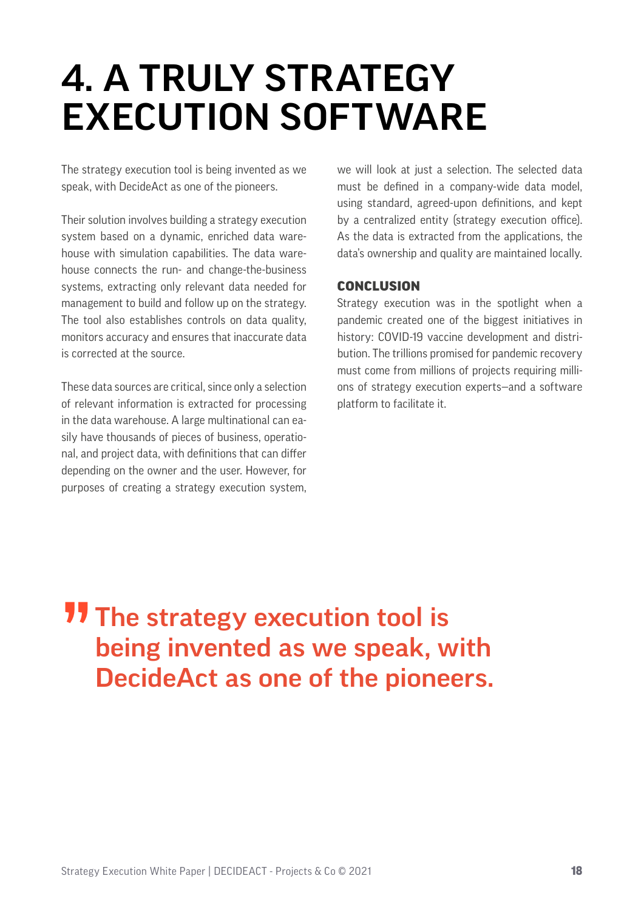# 4. A TRULY STRATEGY EXECUTION SOFTWARE

The strategy execution tool is being invented as we speak, with DecideAct as one of the pioneers.

Their solution involves building a strategy execution system based on a dynamic, enriched data warehouse with simulation capabilities. The data warehouse connects the run- and change-the-business systems, extracting only relevant data needed for management to build and follow up on the strategy. The tool also establishes controls on data quality, monitors accuracy and ensures that inaccurate data is corrected at the source.

These data sources are critical, since only a selection of relevant information is extracted for processing in the data warehouse. A large multinational can easily have thousands of pieces of business, operational, and project data, with definitions that can differ depending on the owner and the user. However, for purposes of creating a strategy execution system, we will look at just a selection. The selected data must be defined in a company-wide data model, using standard, agreed-upon definitions, and kept by a centralized entity (strategy execution office). As the data is extracted from the applications, the data's ownership and quality are maintained locally.

## CONCLUSION

Strategy execution was in the spotlight when a pandemic created one of the biggest initiatives in history: COVID-19 vaccine development and distribution. The trillions promised for pandemic recovery must come from millions of projects requiring millions of strategy execution experts—and a software platform to facilitate it.

> **The strategy execution tool is being invented as we speak, with DecideAct as one of the pioneers.**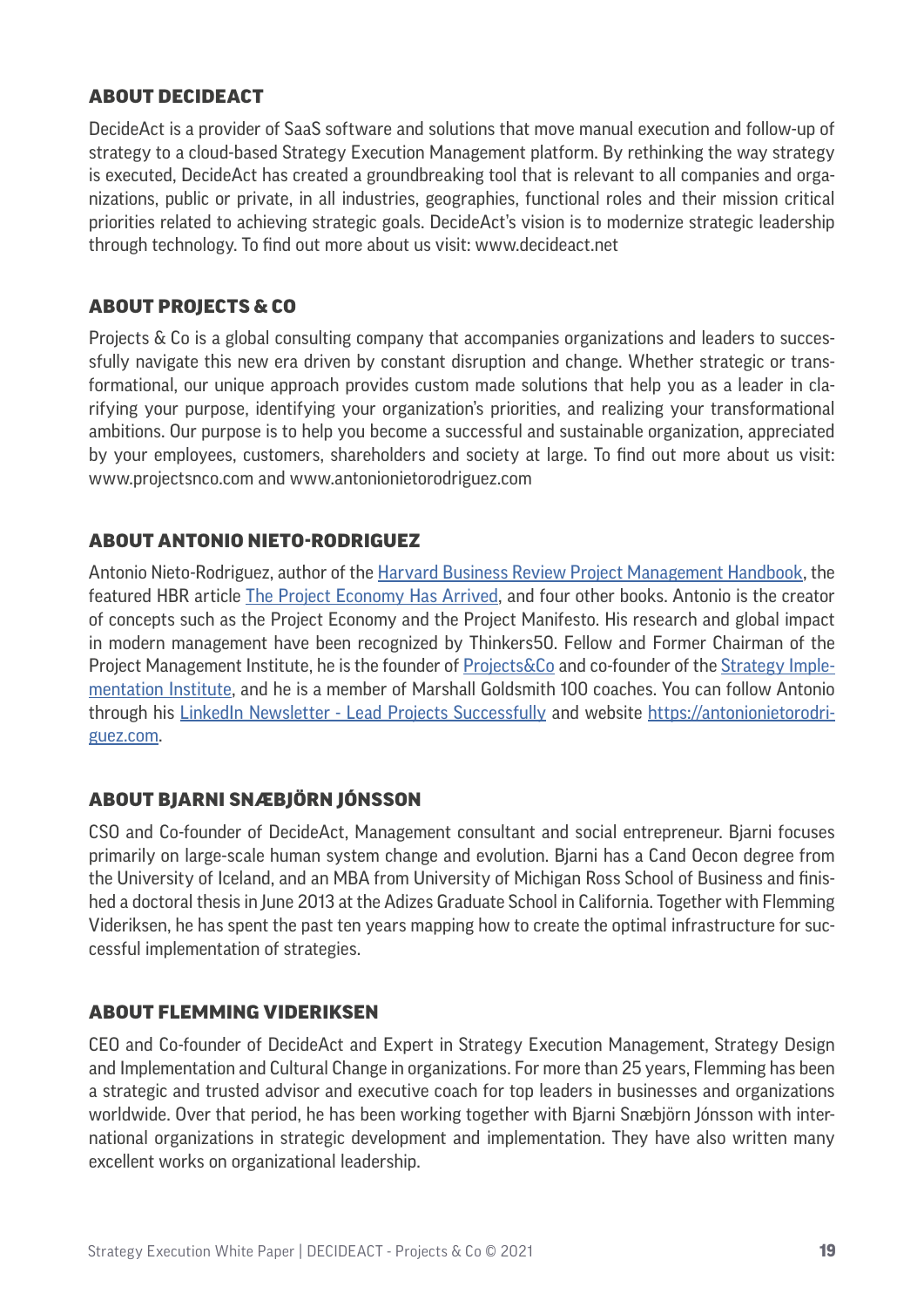## ABOUT DECIDEACT

DecideAct is a provider of SaaS software and solutions that move manual execution and follow-up of strategy to a cloud-based Strategy Execution Management platform. By rethinking the way strategy is executed, DecideAct has created a groundbreaking tool that is relevant to all companies and organizations, public or private, in all industries, geographies, functional roles and their mission critical priorities related to achieving strategic goals. DecideAct's vision is to modernize strategic leadership through technology. To find out more about us visit: www.decideact.net

## ABOUT PROJECTS & CO

Projects & Co is a global consulting company that accompanies organizations and leaders to successfully navigate this new era driven by constant disruption and change. Whether strategic or transformational, our unique approach provides custom made solutions that help you as a leader in clarifying your purpose, identifying your organization's priorities, and realizing your transformational ambitions. Our purpose is to help you become a successful and sustainable organization, appreciated by your employees, customers, shareholders and society at large. To find out more about us visit: www.projectsnco.com and www.antonionietorodriguez.com

## ABOUT ANTONIO NIETO-RODRIGUEZ

Antonio Nieto-Rodriguez, author of the Harvard Business Review Project Management Handbook, the featured HBR article The Project Economy Has Arrived, and four other books. Antonio is the creator of concepts such as the Project Economy and the Project Manifesto. His research and global impact in modern management have been recognized by Thinkers50. Fellow and Former Chairman of the Project Management Institute, he is the founder of Projects&Co and co-founder of the Strategy Implementation Institute, and he is a member of Marshall Goldsmith 100 coaches. You can follow Antonio through his LinkedIn Newsletter - Lead Projects Successfully and website https://antonionietorodriguez.com.

## ABOUT BJARNI SNÆBJÖRN JÓNSSON

CSO and Co-founder of DecideAct, Management consultant and social entrepreneur. Bjarni focuses primarily on large-scale human system change and evolution. Bjarni has a Cand Oecon degree from the University of Iceland, and an MBA from University of Michigan Ross School of Business and finished a doctoral thesis in June 2013 at the Adizes Graduate School in California. Together with Flemming Videriksen, he has spent the past ten years mapping how to create the optimal infrastructure for successful implementation of strategies.

## ABOUT FLEMMING VIDERIKSEN

CEO and Co-founder of DecideAct and Expert in Strategy Execution Management, Strategy Design and Implementation and Cultural Change in organizations. For more than 25 years, Flemming has been a strategic and trusted advisor and executive coach for top leaders in businesses and organizations worldwide. Over that period, he has been working together with Bjarni Snæbjörn Jónsson with international organizations in strategic development and implementation. They have also written many excellent works on organizational leadership.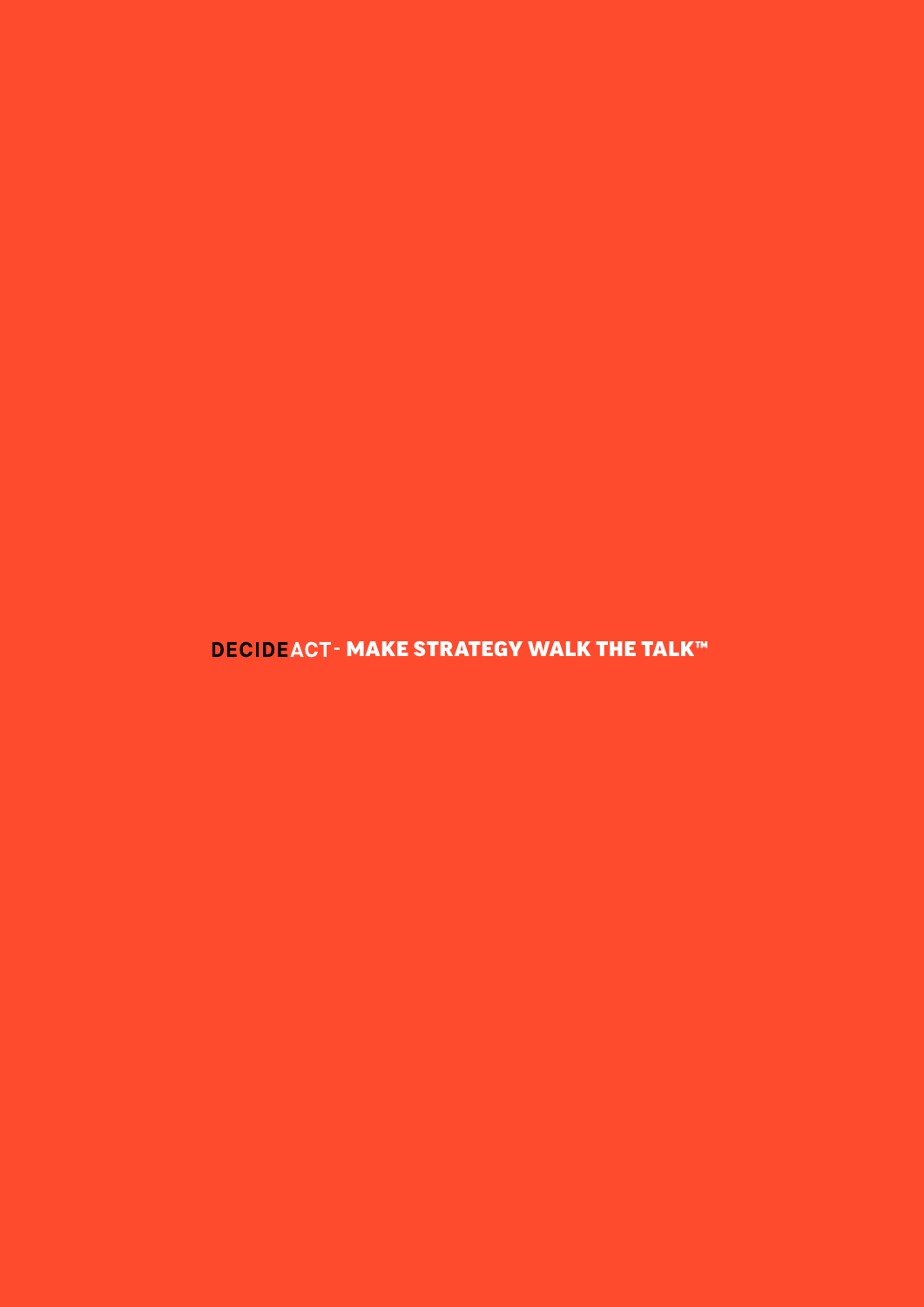DECIDEACT - MAKE STRATEGY WALK THE TALK™